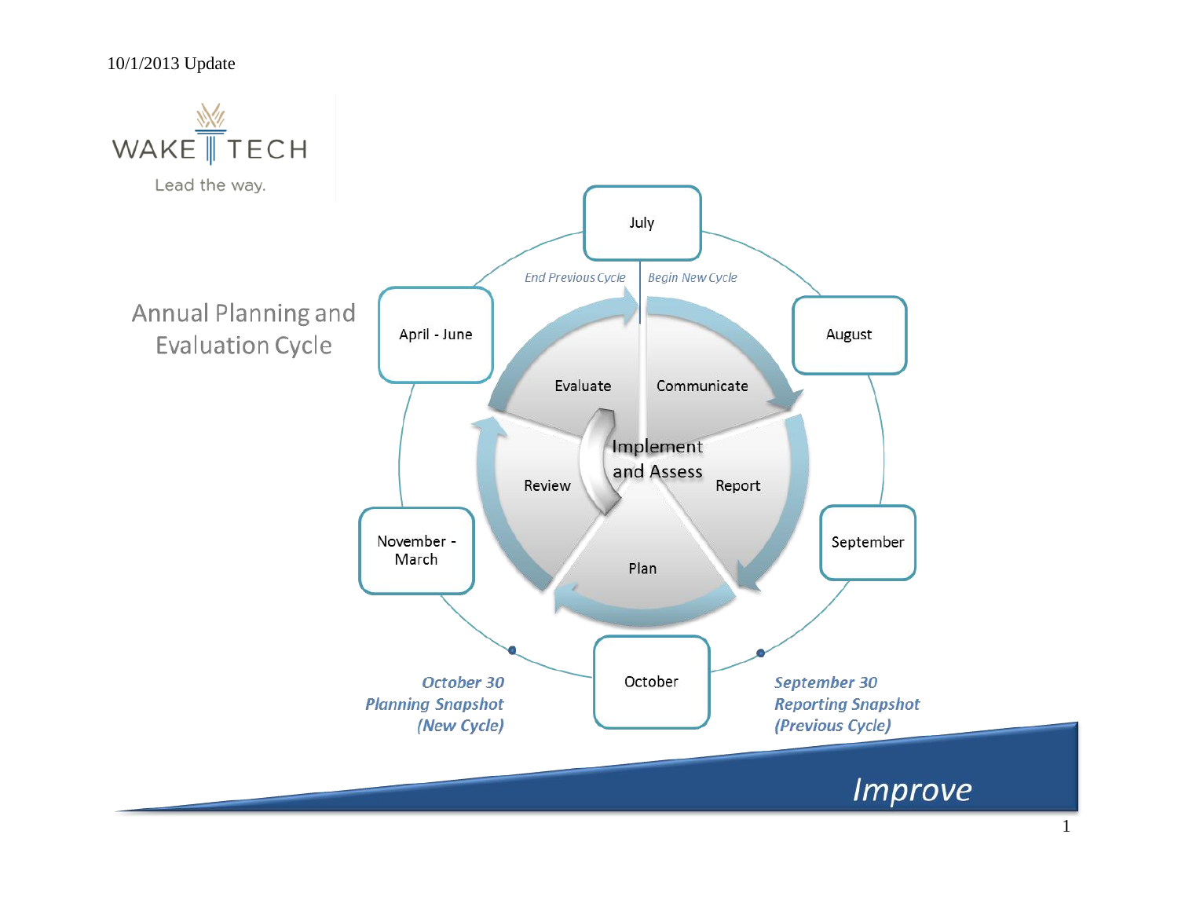10/1/2013 Update

WAKE TECH

Lead the way.

# Annual Planning and Evaluation Cycle

July

*End Previous Cycle* | *Begin New Cycle*

August

September

October

November - March

April - June

Evaluate

Communicate

Implement and Assess

Review

Report

Plan

***September 30***
***Reporting Snapshot***
***(Previous Cycle)***

***October 30***
***Planning Snapshot***
***(New Cycle)***

*Improve*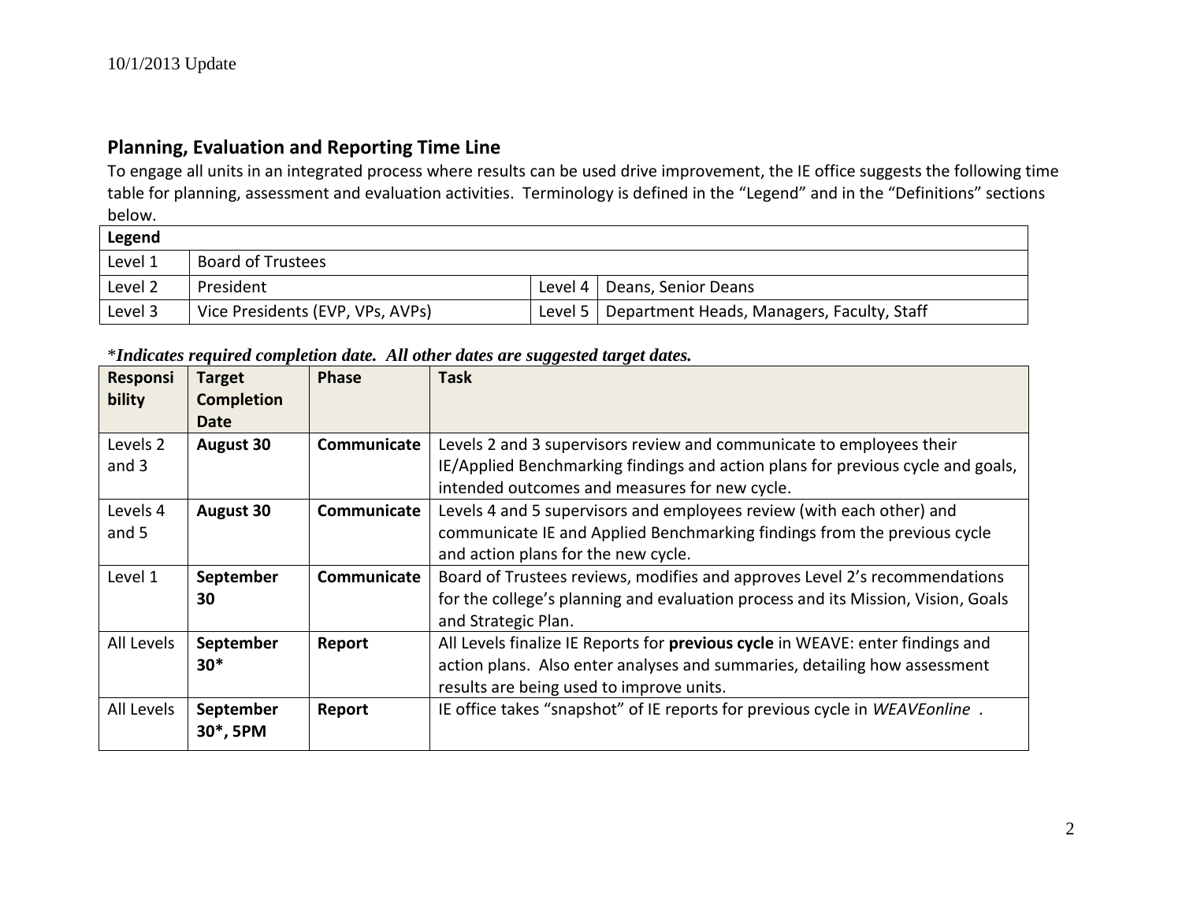## Planning, Evaluation and Reporting Time Line

To engage all units in an integrated process where results can be used drive improvement, the IE office suggests the following time table for planning, assessment and evaluation activities. Terminology is defined in the "Legend" and in the "Definitions" sections below.

| Legend | | | |
|---|---|---|---|
| Level 1 | Board of Trustees | | |
| Level 2 | President | Level 4 | Deans, Senior Deans |
| Level 3 | Vice Presidents (EVP, VPs, AVPs) | Level 5 | Department Heads, Managers, Faculty, Staff |

****Indicates required completion date. All other dates are suggested target dates.***

| Responsibility | Target Completion Date | Phase | Task |
|---|---|---|---|
| Levels 2 and 3 | **August 30** | **Communicate** | Levels 2 and 3 supervisors review and communicate to employees their IE/Applied Benchmarking findings and action plans for previous cycle and goals, intended outcomes and measures for new cycle. |
| Levels 4 and 5 | **August 30** | **Communicate** | Levels 4 and 5 supervisors and employees review (with each other) and communicate IE and Applied Benchmarking findings from the previous cycle and action plans for the new cycle. |
| Level 1 | **September 30** | **Communicate** | Board of Trustees reviews, modifies and approves Level 2's recommendations for the college's planning and evaluation process and its Mission, Vision, Goals and Strategic Plan. |
| All Levels | **September 30*** | **Report** | All Levels finalize IE Reports for **previous cycle** in WEAVE: enter findings and action plans. Also enter analyses and summaries, detailing how assessment results are being used to improve units. |
| All Levels | **September 30*, 5PM** | **Report** | IE office takes "snapshot" of IE reports for previous cycle in *WEAVEonline* . |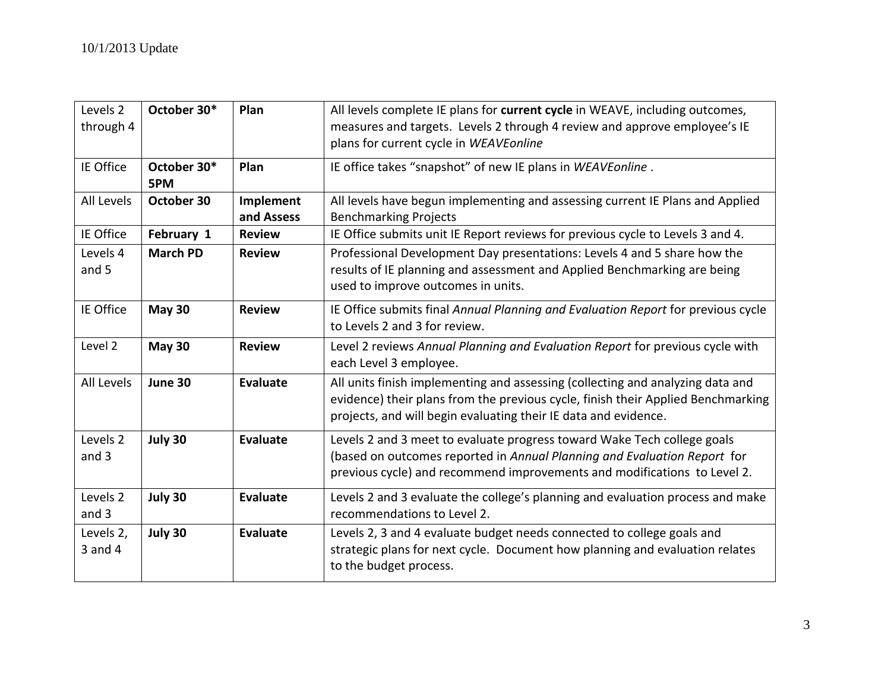| Levels 2 through 4 | **October 30*** | **Plan** | All levels complete IE plans for **current cycle** in WEAVE, including outcomes, measures and targets. Levels 2 through 4 review and approve employee's IE plans for current cycle in *WEAVEonline* |
|---|---|---|---|
| IE Office | **October 30* 5PM** | **Plan** | IE office takes "snapshot" of new IE plans in *WEAVEonline* . |
| All Levels | **October 30** | **Implement and Assess** | All levels have begun implementing and assessing current IE Plans and Applied Benchmarking Projects |
| IE Office | **February 1** | **Review** | IE Office submits unit IE Report reviews for previous cycle to Levels 3 and 4. |
| Levels 4 and 5 | **March PD** | **Review** | Professional Development Day presentations: Levels 4 and 5 share how the results of IE planning and assessment and Applied Benchmarking are being used to improve outcomes in units. |
| IE Office | **May 30** | **Review** | IE Office submits final *Annual Planning and Evaluation Report* for previous cycle to Levels 2 and 3 for review. |
| Level 2 | **May 30** | **Review** | Level 2 reviews *Annual Planning and Evaluation Report* for previous cycle with each Level 3 employee. |
| All Levels | **June 30** | **Evaluate** | All units finish implementing and assessing (collecting and analyzing data and evidence) their plans from the previous cycle, finish their Applied Benchmarking projects, and will begin evaluating their IE data and evidence. |
| Levels 2 and 3 | **July 30** | **Evaluate** | Levels 2 and 3 meet to evaluate progress toward Wake Tech college goals (based on outcomes reported in *Annual Planning and Evaluation Report* for previous cycle) and recommend improvements and modifications to Level 2. |
| Levels 2 and 3 | **July 30** | **Evaluate** | Levels 2 and 3 evaluate the college's planning and evaluation process and make recommendations to Level 2. |
| Levels 2, 3 and 4 | **July 30** | **Evaluate** | Levels 2, 3 and 4 evaluate budget needs connected to college goals and strategic plans for next cycle. Document how planning and evaluation relates to the budget process. |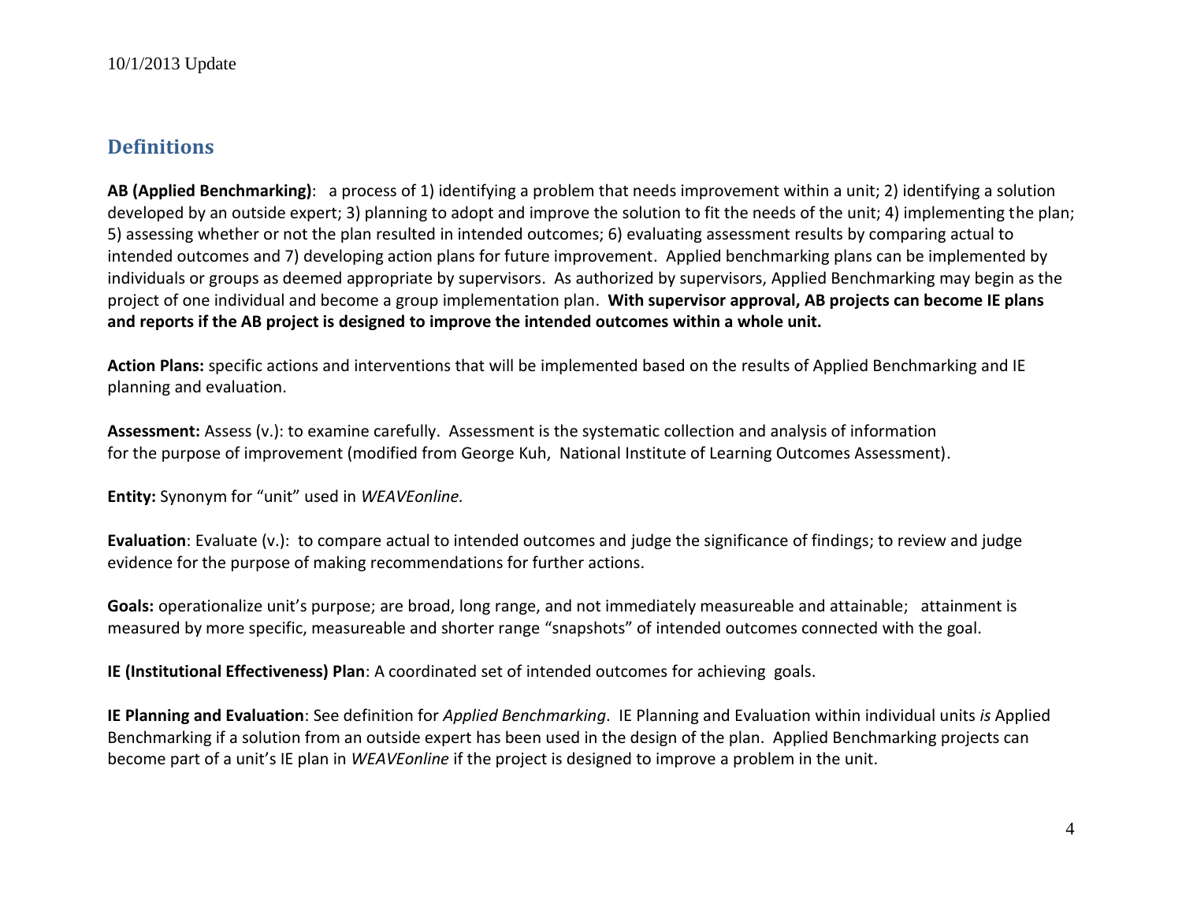## Definitions

**AB (Applied Benchmarking)**: a process of 1) identifying a problem that needs improvement within a unit; 2) identifying a solution developed by an outside expert; 3) planning to adopt and improve the solution to fit the needs of the unit; 4) implementing the plan; 5) assessing whether or not the plan resulted in intended outcomes; 6) evaluating assessment results by comparing actual to intended outcomes and 7) developing action plans for future improvement. Applied benchmarking plans can be implemented by individuals or groups as deemed appropriate by supervisors. As authorized by supervisors, Applied Benchmarking may begin as the project of one individual and become a group implementation plan. **With supervisor approval, AB projects can become IE plans and reports if the AB project is designed to improve the intended outcomes within a whole unit.**

**Action Plans:** specific actions and interventions that will be implemented based on the results of Applied Benchmarking and IE planning and evaluation.

**Assessment:** Assess (v.): to examine carefully. Assessment is the systematic collection and analysis of information for the purpose of improvement (modified from George Kuh, National Institute of Learning Outcomes Assessment).

**Entity:** Synonym for "unit" used in *WEAVEonline.*

**Evaluation**: Evaluate (v.): to compare actual to intended outcomes and judge the significance of findings; to review and judge evidence for the purpose of making recommendations for further actions.

**Goals:** operationalize unit's purpose; are broad, long range, and not immediately measureable and attainable; attainment is measured by more specific, measureable and shorter range "snapshots" of intended outcomes connected with the goal.

**IE (Institutional Effectiveness) Plan**: A coordinated set of intended outcomes for achieving goals.

**IE Planning and Evaluation**: See definition for *Applied Benchmarking*. IE Planning and Evaluation within individual units *is* Applied Benchmarking if a solution from an outside expert has been used in the design of the plan. Applied Benchmarking projects can become part of a unit's IE plan in *WEAVEonline* if the project is designed to improve a problem in the unit.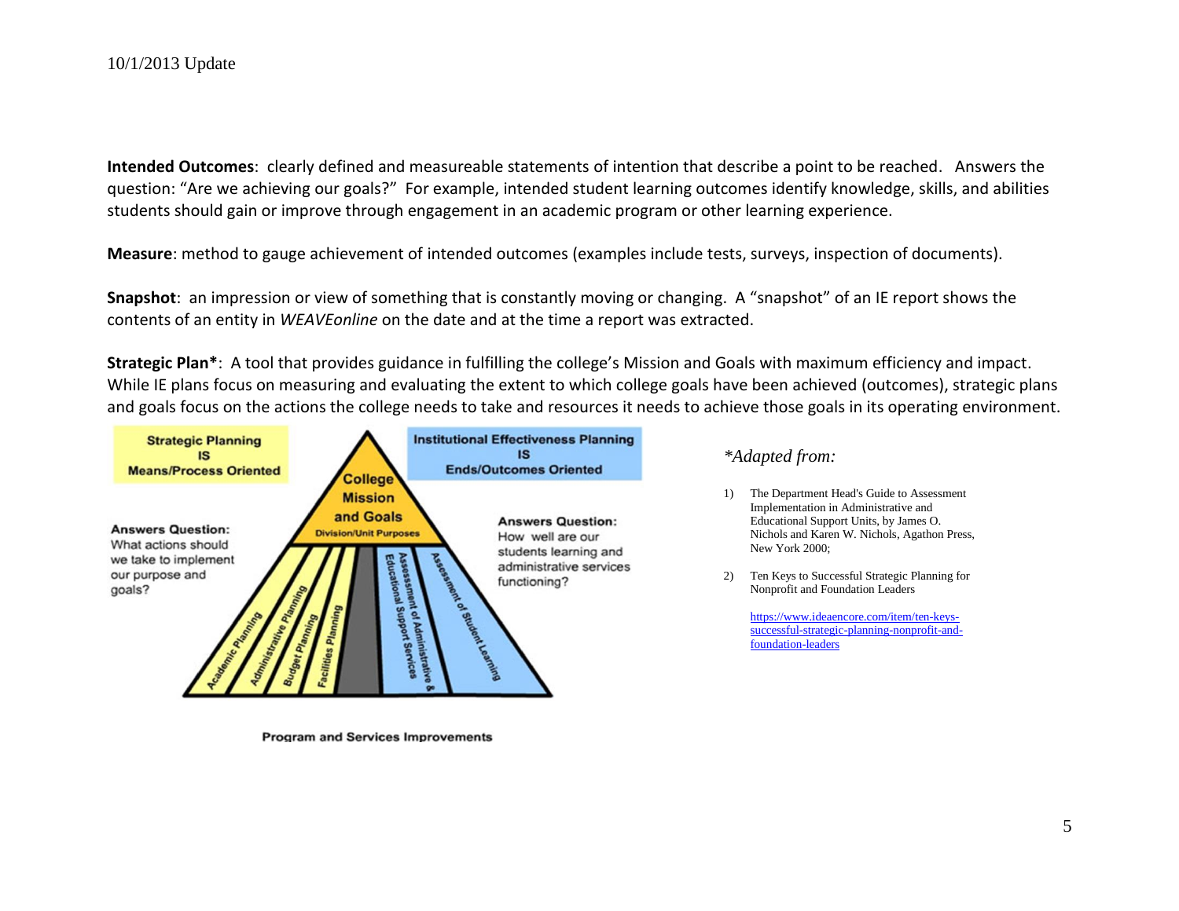10/1/2013 Update

**Intended Outcomes**: clearly defined and measureable statements of intention that describe a point to be reached. Answers the question: "Are we achieving our goals?" For example, intended student learning outcomes identify knowledge, skills, and abilities students should gain or improve through engagement in an academic program or other learning experience.

**Measure**: method to gauge achievement of intended outcomes (examples include tests, surveys, inspection of documents).

**Snapshot**: an impression or view of something that is constantly moving or changing. A "snapshot" of an IE report shows the contents of an entity in *WEAVEonline* on the date and at the time a report was extracted.

**Strategic Plan***: A tool that provides guidance in fulfilling the college's Mission and Goals with maximum efficiency and impact. While IE plans focus on measuring and evaluating the extent to which college goals have been achieved (outcomes), strategic plans and goals focus on the actions the college needs to take and resources it needs to achieve those goals in its operating environment.

**Strategic Planning IS Means/Process Oriented**

**Answers Question:** What actions should we take to implement our purpose and goals?

**Institutional Effectiveness Planning IS Ends/Outcomes Oriented**

**Answers Question:** How well are our students learning and administrative services functioning?

College Mission and Goals

Division/Unit Purposes

Academic Planning | Administrative Planning | Budget Planning | Facilities Planning | Assessment of Administrative & Educational Support Services | Assessment of Student Learning

**Program and Services Improvements**

*\*Adapted from:*

1) The Department Head's Guide to Assessment Implementation in Administrative and Educational Support Units, by James O. Nichols and Karen W. Nichols, Agathon Press, New York 2000;

2) Ten Keys to Successful Strategic Planning for Nonprofit and Foundation Leaders

   https://www.ideaencore.com/item/ten-keys-successful-strategic-planning-nonprofit-and-foundation-leaders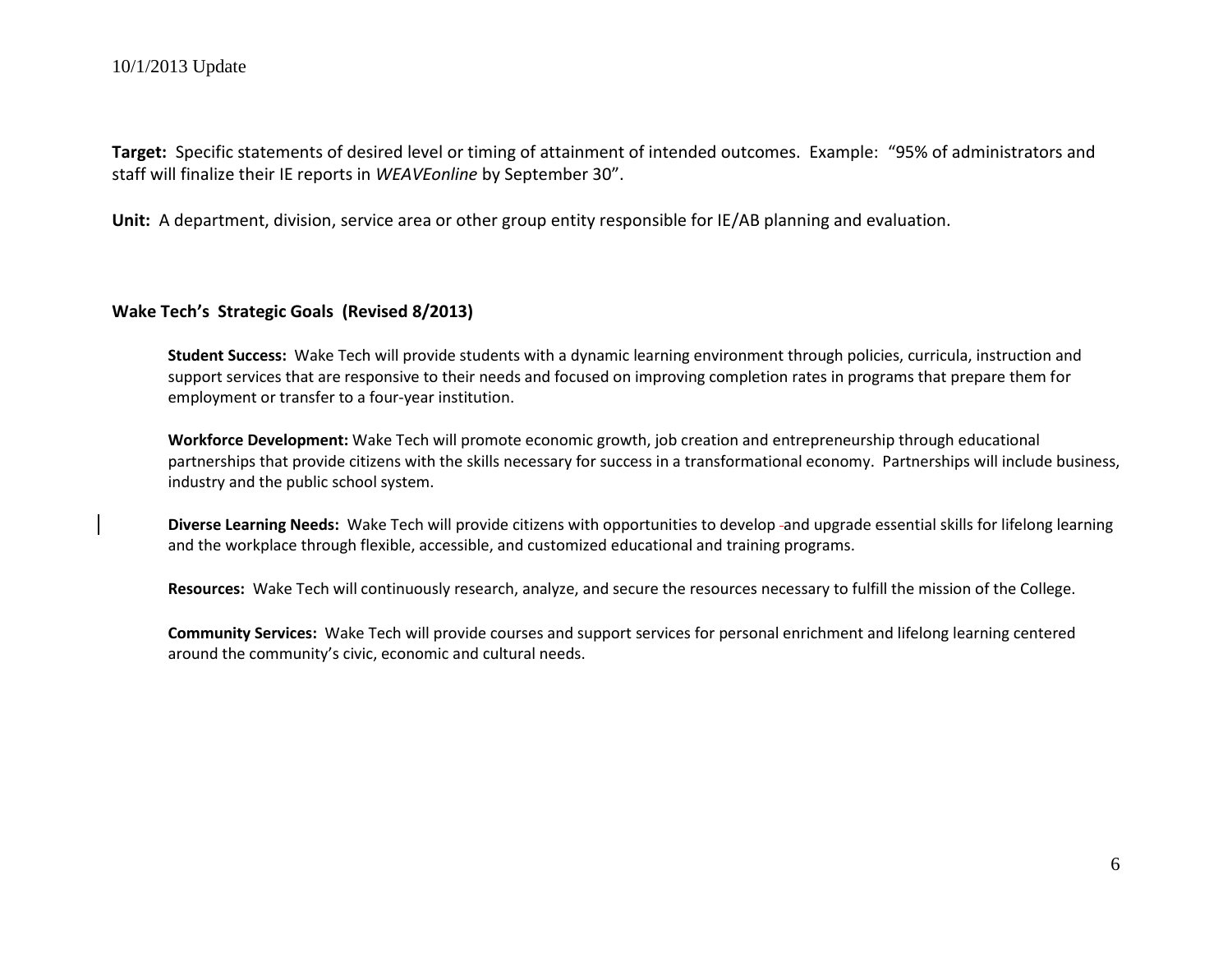**Target:** Specific statements of desired level or timing of attainment of intended outcomes. Example: "95% of administrators and staff will finalize their IE reports in *WEAVEonline* by September 30".

**Unit:** A department, division, service area or other group entity responsible for IE/AB planning and evaluation.

## Wake Tech's Strategic Goals (Revised 8/2013)

**Student Success:** Wake Tech will provide students with a dynamic learning environment through policies, curricula, instruction and support services that are responsive to their needs and focused on improving completion rates in programs that prepare them for employment or transfer to a four-year institution.

**Workforce Development:** Wake Tech will promote economic growth, job creation and entrepreneurship through educational partnerships that provide citizens with the skills necessary for success in a transformational economy. Partnerships will include business, industry and the public school system.

**Diverse Learning Needs:** Wake Tech will provide citizens with opportunities to develop and upgrade essential skills for lifelong learning and the workplace through flexible, accessible, and customized educational and training programs.

**Resources:** Wake Tech will continuously research, analyze, and secure the resources necessary to fulfill the mission of the College.

**Community Services:** Wake Tech will provide courses and support services for personal enrichment and lifelong learning centered around the community's civic, economic and cultural needs.